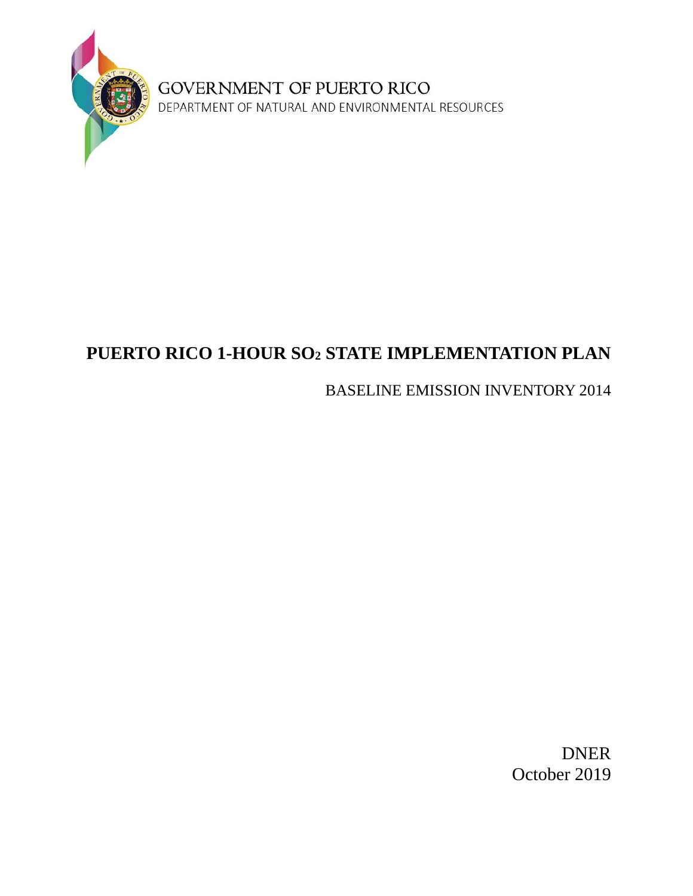GOVERNMENT OF PUERTO RICO

DEPARTMENT OF NATURAL AND ENVIRONMENTAL RESOURCES

# PUERTO RICO 1-HOUR $SO_2$ STATE IMPLEMENTATION PLAN

BASELINE EMISSION INVENTORY 2014

DNER

October 2019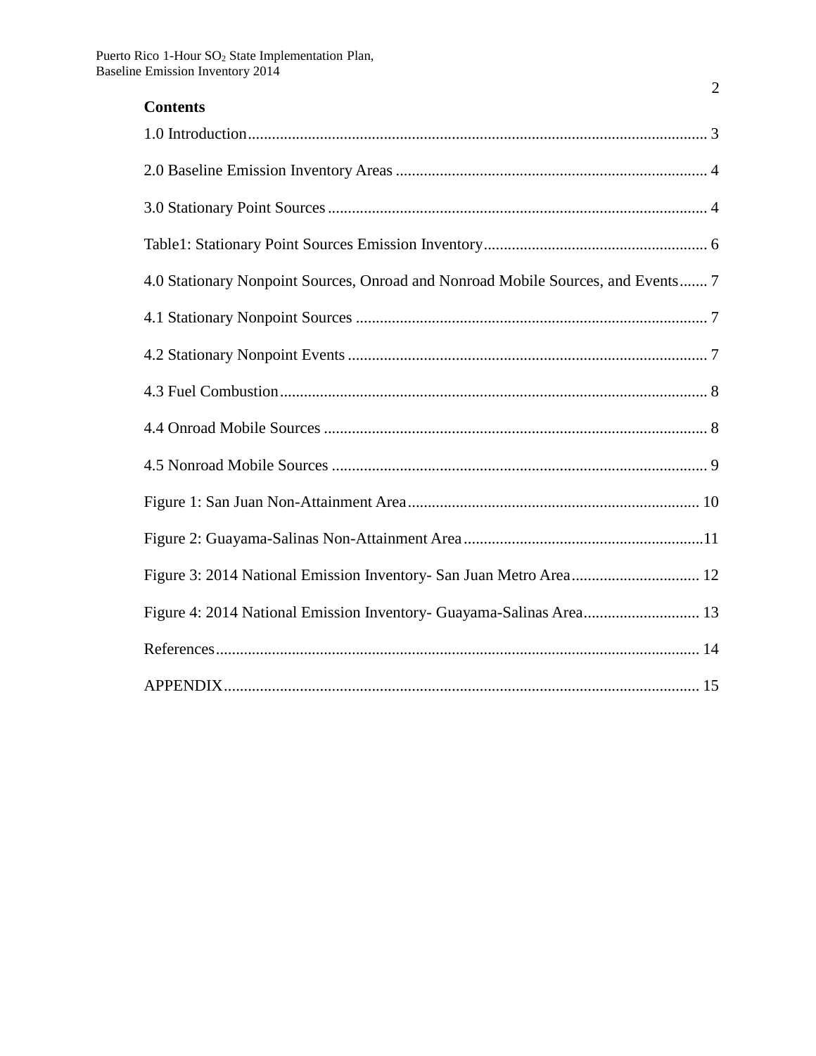**Contents**

1.0 Introduction ........ 3

2.0 Baseline Emission Inventory Areas ........ 4

3.0 Stationary Point Sources ........ 4

Table1: Stationary Point Sources Emission Inventory ........ 6

4.0 Stationary Nonpoint Sources, Onroad and Nonroad Mobile Sources, and Events ........ 7

4.1 Stationary Nonpoint Sources ........ 7

4.2 Stationary Nonpoint Events ........ 7

4.3 Fuel Combustion ........ 8

4.4 Onroad Mobile Sources ........ 8

4.5 Nonroad Mobile Sources ........ 9

Figure 1: San Juan Non-Attainment Area ........ 10

Figure 2: Guayama-Salinas Non-Attainment Area ........ 11

Figure 3: 2014 National Emission Inventory- San Juan Metro Area ........ 12

Figure 4: 2014 National Emission Inventory- Guayama-Salinas Area ........ 13

References ........ 14

APPENDIX ........ 15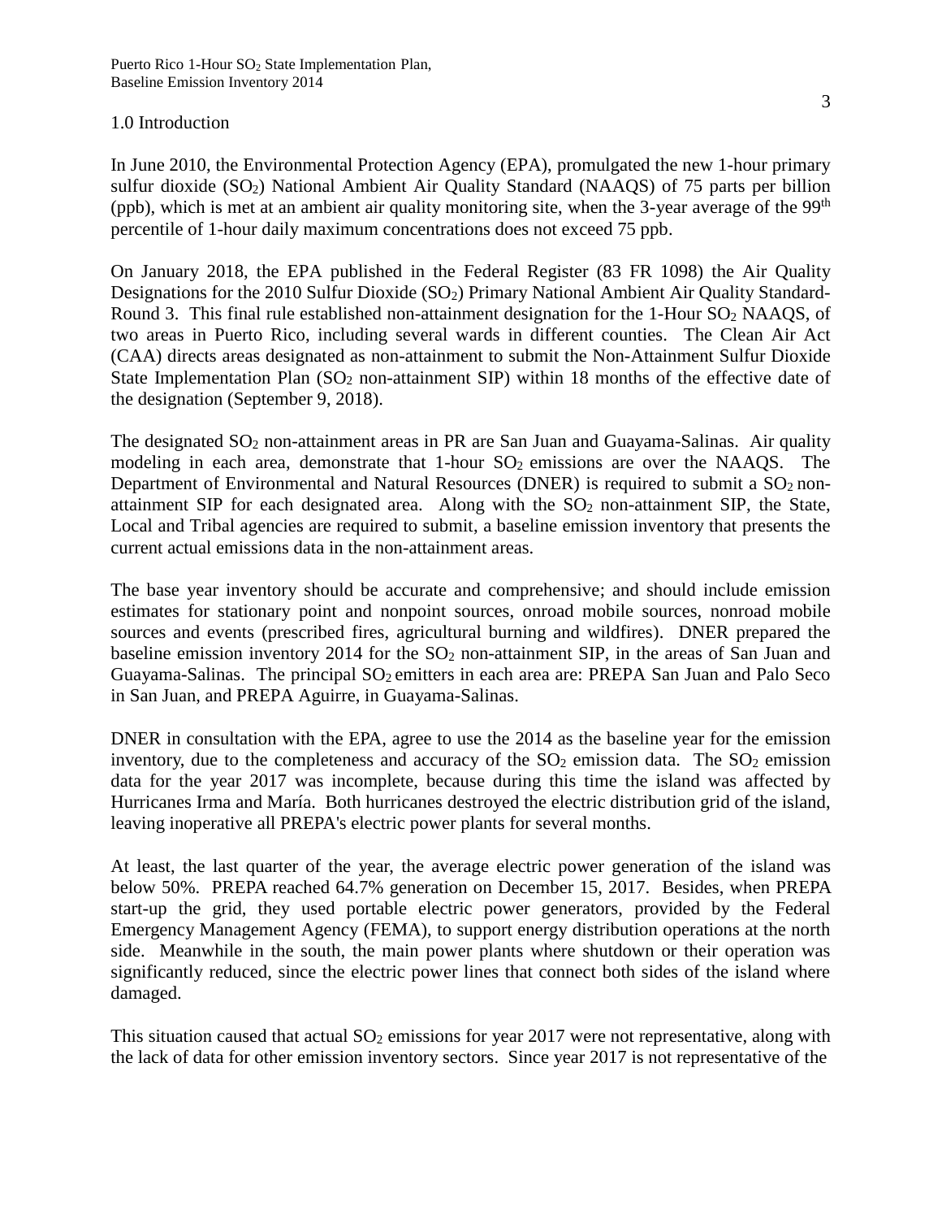## 1.0 Introduction

In June 2010, the Environmental Protection Agency (EPA), promulgated the new 1-hour primary sulfur dioxide ($SO_2$) National Ambient Air Quality Standard (NAAQS) of 75 parts per billion (ppb), which is met at an ambient air quality monitoring site, when the 3-year average of the 99$^{th}$ percentile of 1-hour daily maximum concentrations does not exceed 75 ppb.

On January 2018, the EPA published in the Federal Register (83 FR 1098) the Air Quality Designations for the 2010 Sulfur Dioxide ($SO_2$) Primary National Ambient Air Quality Standard-Round 3. This final rule established non-attainment designation for the 1-Hour $SO_2$ NAAQS, of two areas in Puerto Rico, including several wards in different counties. The Clean Air Act (CAA) directs areas designated as non-attainment to submit the Non-Attainment Sulfur Dioxide State Implementation Plan ($SO_2$ non-attainment SIP) within 18 months of the effective date of the designation (September 9, 2018).

The designated $SO_2$ non-attainment areas in PR are San Juan and Guayama-Salinas. Air quality modeling in each area, demonstrate that 1-hour $SO_2$ emissions are over the NAAQS. The Department of Environmental and Natural Resources (DNER) is required to submit a $SO_2$ non-attainment SIP for each designated area. Along with the $SO_2$ non-attainment SIP, the State, Local and Tribal agencies are required to submit, a baseline emission inventory that presents the current actual emissions data in the non-attainment areas.

The base year inventory should be accurate and comprehensive; and should include emission estimates for stationary point and nonpoint sources, onroad mobile sources, nonroad mobile sources and events (prescribed fires, agricultural burning and wildfires). DNER prepared the baseline emission inventory 2014 for the $SO_2$ non-attainment SIP, in the areas of San Juan and Guayama-Salinas. The principal $SO_2$ emitters in each area are: PREPA San Juan and Palo Seco in San Juan, and PREPA Aguirre, in Guayama-Salinas.

DNER in consultation with the EPA, agree to use the 2014 as the baseline year for the emission inventory, due to the completeness and accuracy of the $SO_2$ emission data. The $SO_2$ emission data for the year 2017 was incomplete, because during this time the island was affected by Hurricanes Irma and María. Both hurricanes destroyed the electric distribution grid of the island, leaving inoperative all PREPA's electric power plants for several months.

At least, the last quarter of the year, the average electric power generation of the island was below 50%. PREPA reached 64.7% generation on December 15, 2017. Besides, when PREPA start-up the grid, they used portable electric power generators, provided by the Federal Emergency Management Agency (FEMA), to support energy distribution operations at the north side. Meanwhile in the south, the main power plants where shutdown or their operation was significantly reduced, since the electric power lines that connect both sides of the island where damaged.

This situation caused that actual $SO_2$ emissions for year 2017 were not representative, along with the lack of data for other emission inventory sectors. Since year 2017 is not representative of the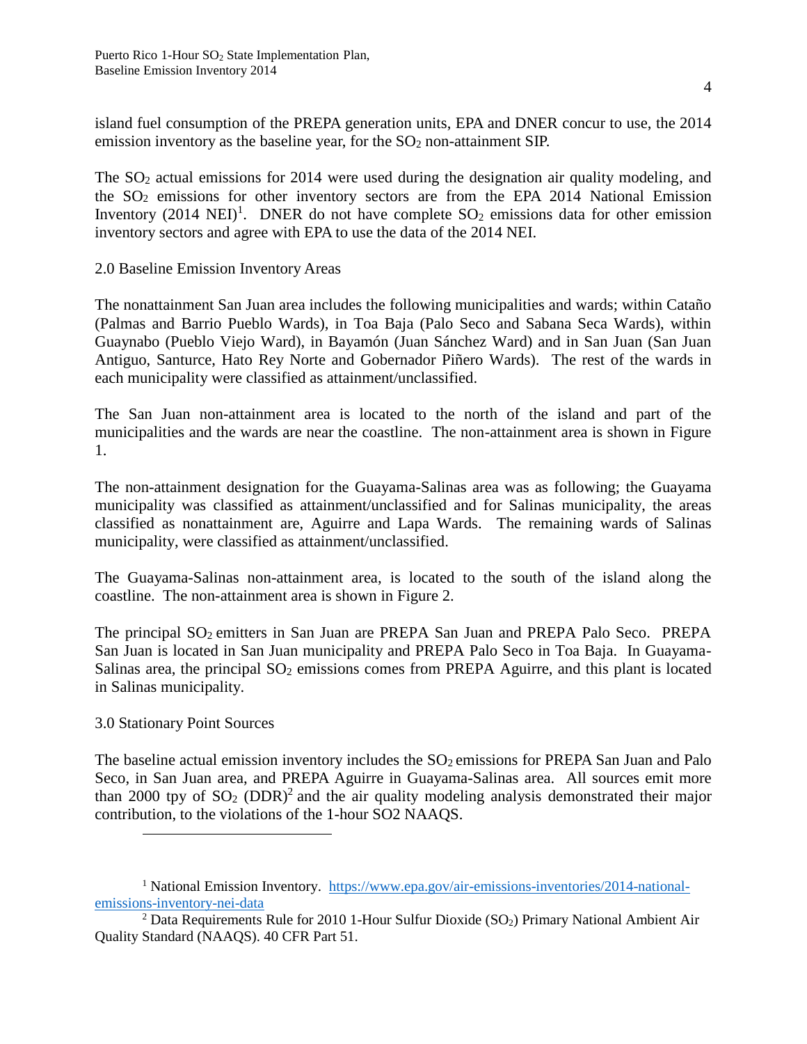island fuel consumption of the PREPA generation units, EPA and DNER concur to use, the 2014 emission inventory as the baseline year, for the $SO_2$ non-attainment SIP.

The $SO_2$ actual emissions for 2014 were used during the designation air quality modeling, and the $SO_2$ emissions for other inventory sectors are from the EPA 2014 National Emission Inventory (2014 NEI)[1]. DNER do not have complete $SO_2$ emissions data for other emission inventory sectors and agree with EPA to use the data of the 2014 NEI.

## 2.0 Baseline Emission Inventory Areas

The nonattainment San Juan area includes the following municipalities and wards; within Cataño (Palmas and Barrio Pueblo Wards), in Toa Baja (Palo Seco and Sabana Seca Wards), within Guaynabo (Pueblo Viejo Ward), in Bayamón (Juan Sánchez Ward) and in San Juan (San Juan Antiguo, Santurce, Hato Rey Norte and Gobernador Piñero Wards). The rest of the wards in each municipality were classified as attainment/unclassified.

The San Juan non-attainment area is located to the north of the island and part of the municipalities and the wards are near the coastline. The non-attainment area is shown in Figure 1.

The non-attainment designation for the Guayama-Salinas area was as following; the Guayama municipality was classified as attainment/unclassified and for Salinas municipality, the areas classified as nonattainment are, Aguirre and Lapa Wards. The remaining wards of Salinas municipality, were classified as attainment/unclassified.

The Guayama-Salinas non-attainment area, is located to the south of the island along the coastline. The non-attainment area is shown in Figure 2.

The principal $SO_2$ emitters in San Juan are PREPA San Juan and PREPA Palo Seco. PREPA San Juan is located in San Juan municipality and PREPA Palo Seco in Toa Baja. In Guayama-Salinas area, the principal $SO_2$ emissions comes from PREPA Aguirre, and this plant is located in Salinas municipality.

## 3.0 Stationary Point Sources

The baseline actual emission inventory includes the $SO_2$ emissions for PREPA San Juan and Palo Seco, in San Juan area, and PREPA Aguirre in Guayama-Salinas area. All sources emit more than 2000 tpy of $SO_2$ (DDR)[2] and the air quality modeling analysis demonstrated their major contribution, to the violations of the 1-hour SO2 NAAQS.

---

[1] National Emission Inventory. https://www.epa.gov/air-emissions-inventories/2014-national-emissions-inventory-nei-data

[2] Data Requirements Rule for 2010 1-Hour Sulfur Dioxide ($SO_2$) Primary National Ambient Air Quality Standard (NAAQS). 40 CFR Part 51.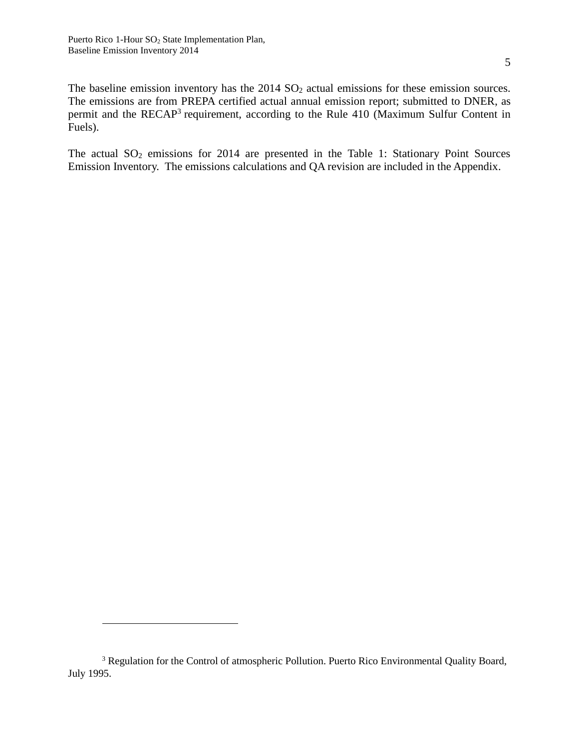The baseline emission inventory has the 2014 $SO_2$ actual emissions for these emission sources. The emissions are from PREPA certified actual annual emission report; submitted to DNER, as permit and the RECAP[3] requirement, according to the Rule 410 (Maximum Sulfur Content in Fuels).

The actual $SO_2$ emissions for 2014 are presented in the Table 1: Stationary Point Sources Emission Inventory. The emissions calculations and QA revision are included in the Appendix.

---

[3] Regulation for the Control of atmospheric Pollution. Puerto Rico Environmental Quality Board, July 1995.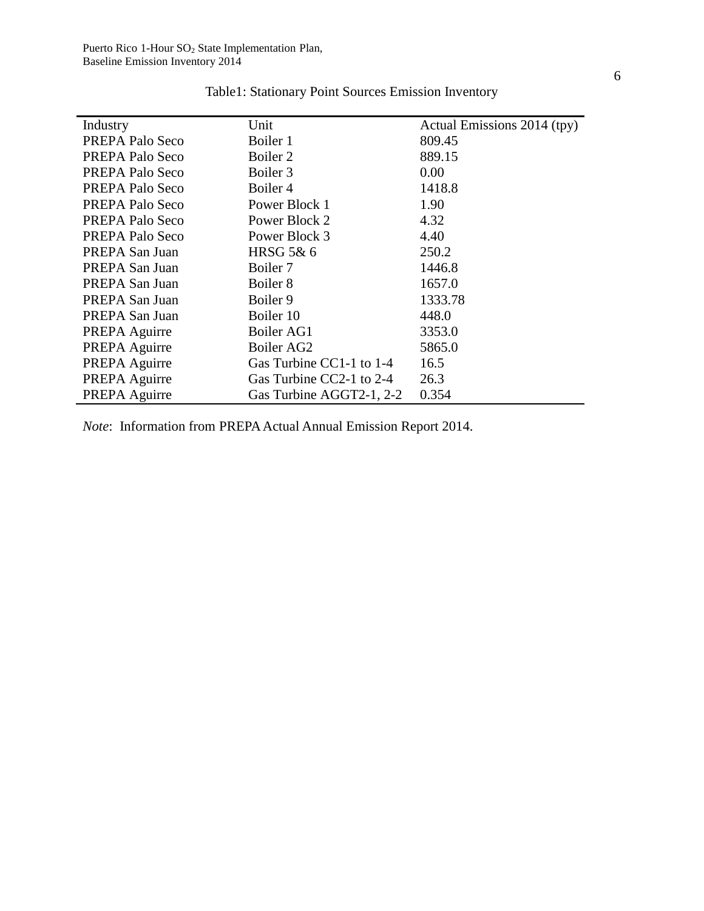Table1: Stationary Point Sources Emission Inventory

| Industry | Unit | Actual Emissions 2014 (tpy) |
|---|---|---|
| PREPA Palo Seco | Boiler 1 | 809.45 |
| PREPA Palo Seco | Boiler 2 | 889.15 |
| PREPA Palo Seco | Boiler 3 | 0.00 |
| PREPA Palo Seco | Boiler 4 | 1418.8 |
| PREPA Palo Seco | Power Block 1 | 1.90 |
| PREPA Palo Seco | Power Block 2 | 4.32 |
| PREPA Palo Seco | Power Block 3 | 4.40 |
| PREPA San Juan | HRSG 5& 6 | 250.2 |
| PREPA San Juan | Boiler 7 | 1446.8 |
| PREPA San Juan | Boiler 8 | 1657.0 |
| PREPA San Juan | Boiler 9 | 1333.78 |
| PREPA San Juan | Boiler 10 | 448.0 |
| PREPA Aguirre | Boiler AG1 | 3353.0 |
| PREPA Aguirre | Boiler AG2 | 5865.0 |
| PREPA Aguirre | Gas Turbine CC1-1 to 1-4 | 16.5 |
| PREPA Aguirre | Gas Turbine CC2-1 to 2-4 | 26.3 |
| PREPA Aguirre | Gas Turbine AGGT2-1, 2-2 | 0.354 |

*Note*: Information from PREPA Actual Annual Emission Report 2014.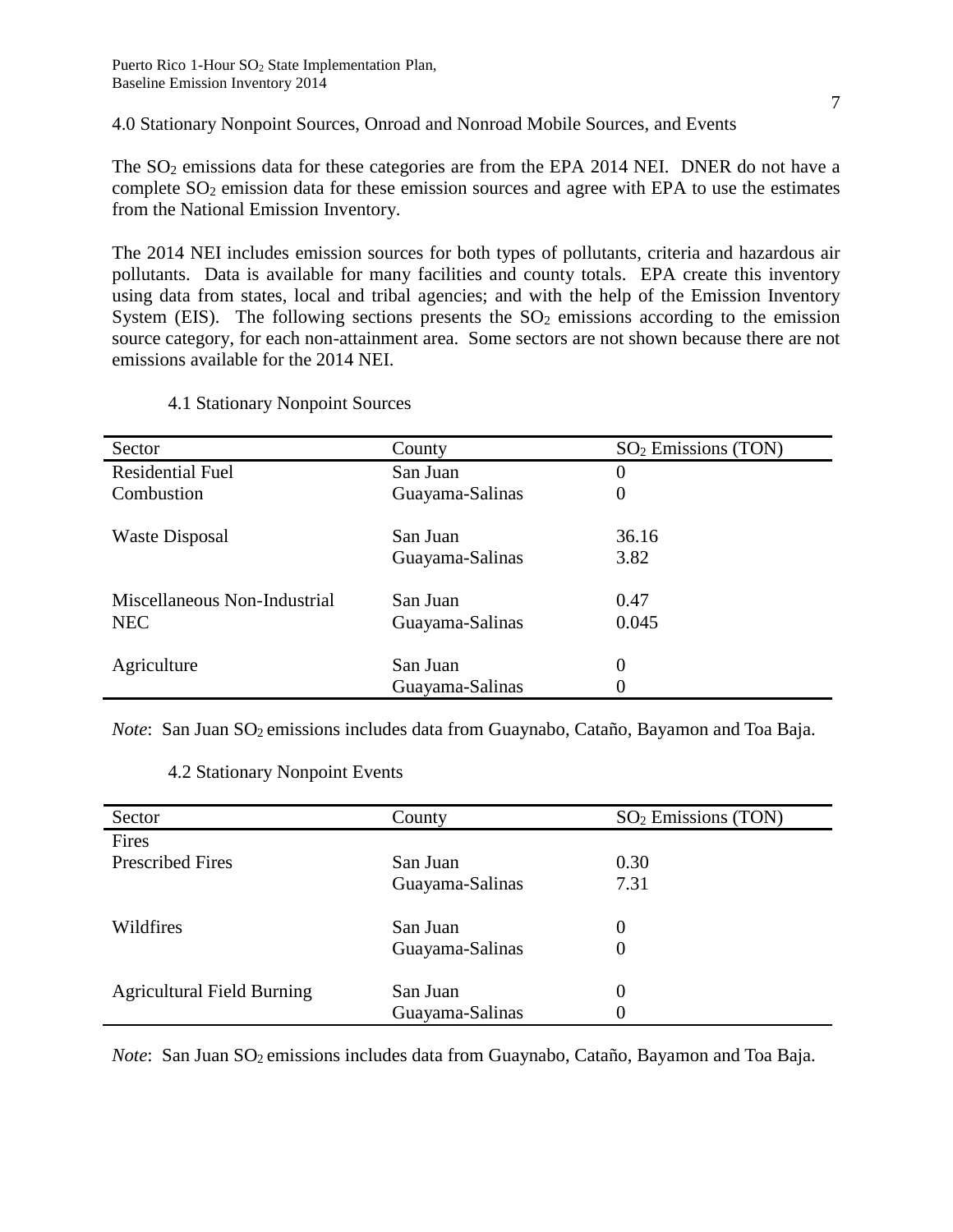## 4.0 Stationary Nonpoint Sources, Onroad and Nonroad Mobile Sources, and Events

The $SO_2$ emissions data for these categories are from the EPA 2014 NEI. DNER do not have a complete $SO_2$ emission data for these emission sources and agree with EPA to use the estimates from the National Emission Inventory.

The 2014 NEI includes emission sources for both types of pollutants, criteria and hazardous air pollutants. Data is available for many facilities and county totals. EPA create this inventory using data from states, local and tribal agencies; and with the help of the Emission Inventory System (EIS). The following sections presents the $SO_2$ emissions according to the emission source category, for each non-attainment area. Some sectors are not shown because there are not emissions available for the 2014 NEI.

### 4.1 Stationary Nonpoint Sources

| Sector | County | $SO_2$ Emissions (TON) |
|---|---|---|
| Residential Fuel Combustion | San Juan | 0 |
| | Guayama-Salinas | 0 |
| Waste Disposal | San Juan | 36.16 |
| | Guayama-Salinas | 3.82 |
| Miscellaneous Non-Industrial NEC | San Juan | 0.47 |
| | Guayama-Salinas | 0.045 |
| Agriculture | San Juan | 0 |
| | Guayama-Salinas | 0 |

*Note*: San Juan $SO_2$ emissions includes data from Guaynabo, Cataño, Bayamon and Toa Baja.

### 4.2 Stationary Nonpoint Events

| Sector | County | $SO_2$ Emissions (TON) |
|---|---|---|
| Fires | | |
| Prescribed Fires | San Juan | 0.30 |
| | Guayama-Salinas | 7.31 |
| Wildfires | San Juan | 0 |
| | Guayama-Salinas | 0 |
| Agricultural Field Burning | San Juan | 0 |
| | Guayama-Salinas | 0 |

*Note*: San Juan $SO_2$ emissions includes data from Guaynabo, Cataño, Bayamon and Toa Baja.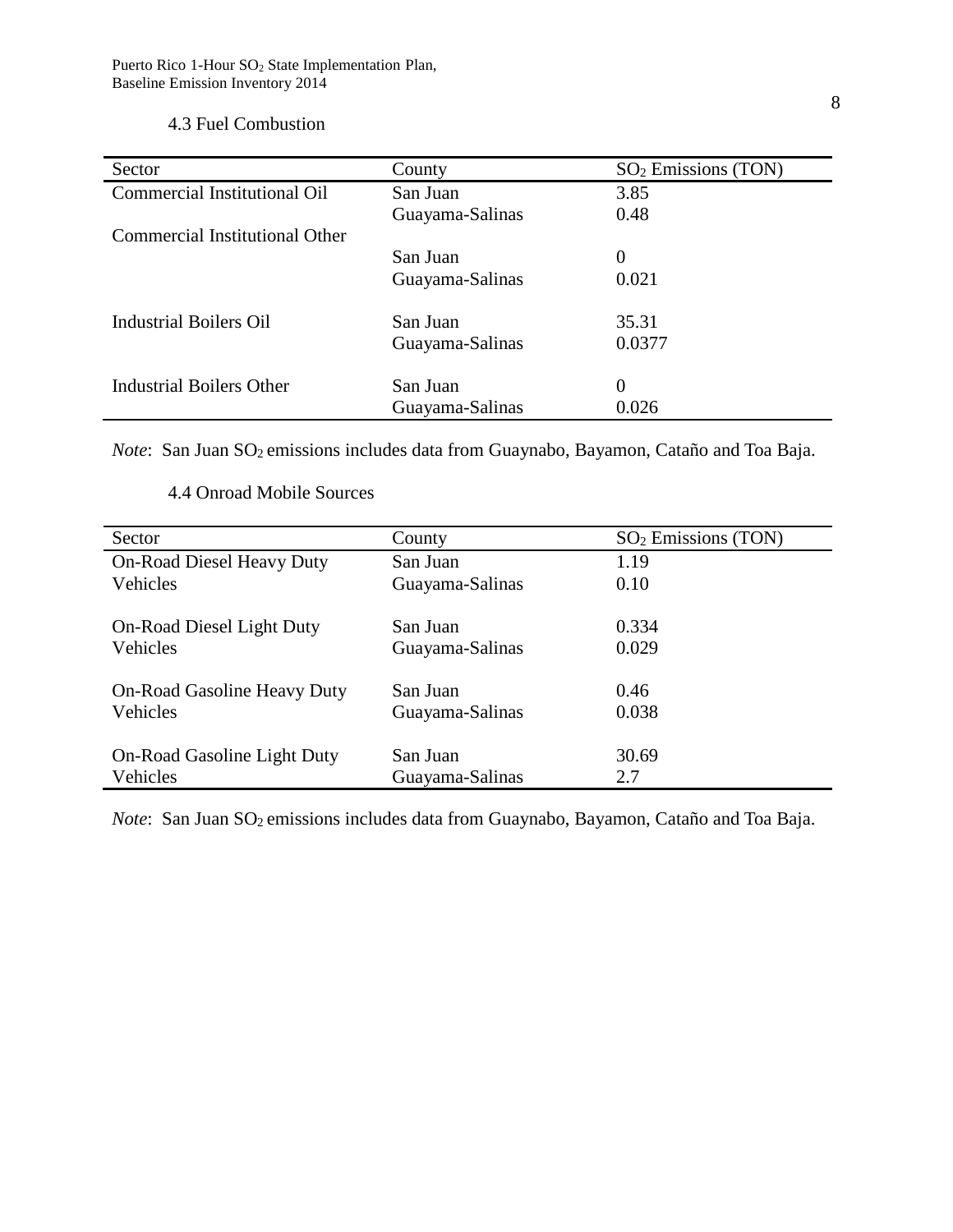### 4.3 Fuel Combustion

| Sector | County | $SO_2$ Emissions (TON) |
|---|---|---|
| Commercial Institutional Oil | San Juan | 3.85 |
| | Guayama-Salinas | 0.48 |
| Commercial Institutional Other | | |
| | San Juan | 0 |
| | Guayama-Salinas | 0.021 |
| Industrial Boilers Oil | San Juan | 35.31 |
| | Guayama-Salinas | 0.0377 |
| Industrial Boilers Other | San Juan | 0 |
| | Guayama-Salinas | 0.026 |

*Note*: San Juan $SO_2$ emissions includes data from Guaynabo, Bayamon, Cataño and Toa Baja.

### 4.4 Onroad Mobile Sources

| Sector | County | $SO_2$ Emissions (TON) |
|---|---|---|
| On-Road Diesel Heavy Duty Vehicles | San Juan | 1.19 |
| | Guayama-Salinas | 0.10 |
| On-Road Diesel Light Duty Vehicles | San Juan | 0.334 |
| | Guayama-Salinas | 0.029 |
| On-Road Gasoline Heavy Duty Vehicles | San Juan | 0.46 |
| | Guayama-Salinas | 0.038 |
| On-Road Gasoline Light Duty Vehicles | San Juan | 30.69 |
| | Guayama-Salinas | 2.7 |

*Note*: San Juan $SO_2$ emissions includes data from Guaynabo, Bayamon, Cataño and Toa Baja.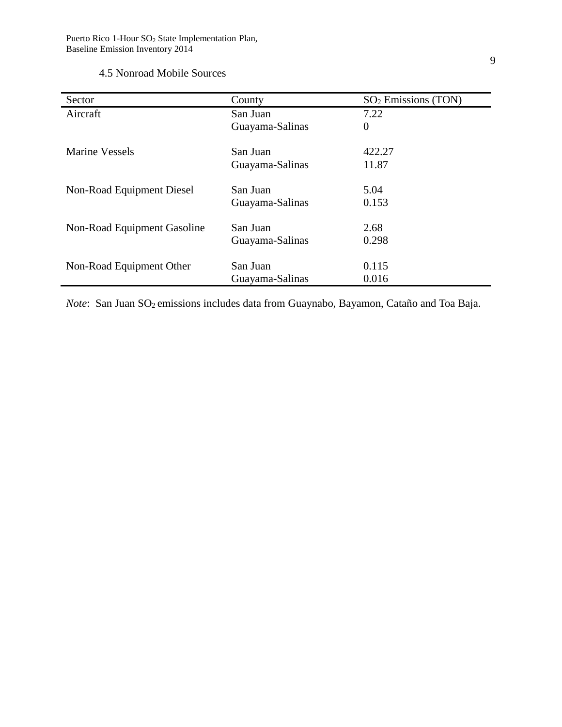### 4.5 Nonroad Mobile Sources

| Sector | County | $SO_2$ Emissions (TON) |
| --- | --- | --- |
| Aircraft | San Juan | 7.22 |
| | Guayama-Salinas | 0 |
| Marine Vessels | San Juan | 422.27 |
| | Guayama-Salinas | 11.87 |
| Non-Road Equipment Diesel | San Juan | 5.04 |
| | Guayama-Salinas | 0.153 |
| Non-Road Equipment Gasoline | San Juan | 2.68 |
| | Guayama-Salinas | 0.298 |
| Non-Road Equipment Other | San Juan | 0.115 |
| | Guayama-Salinas | 0.016 |

*Note*: San Juan $SO_2$ emissions includes data from Guaynabo, Bayamon, Cataño and Toa Baja.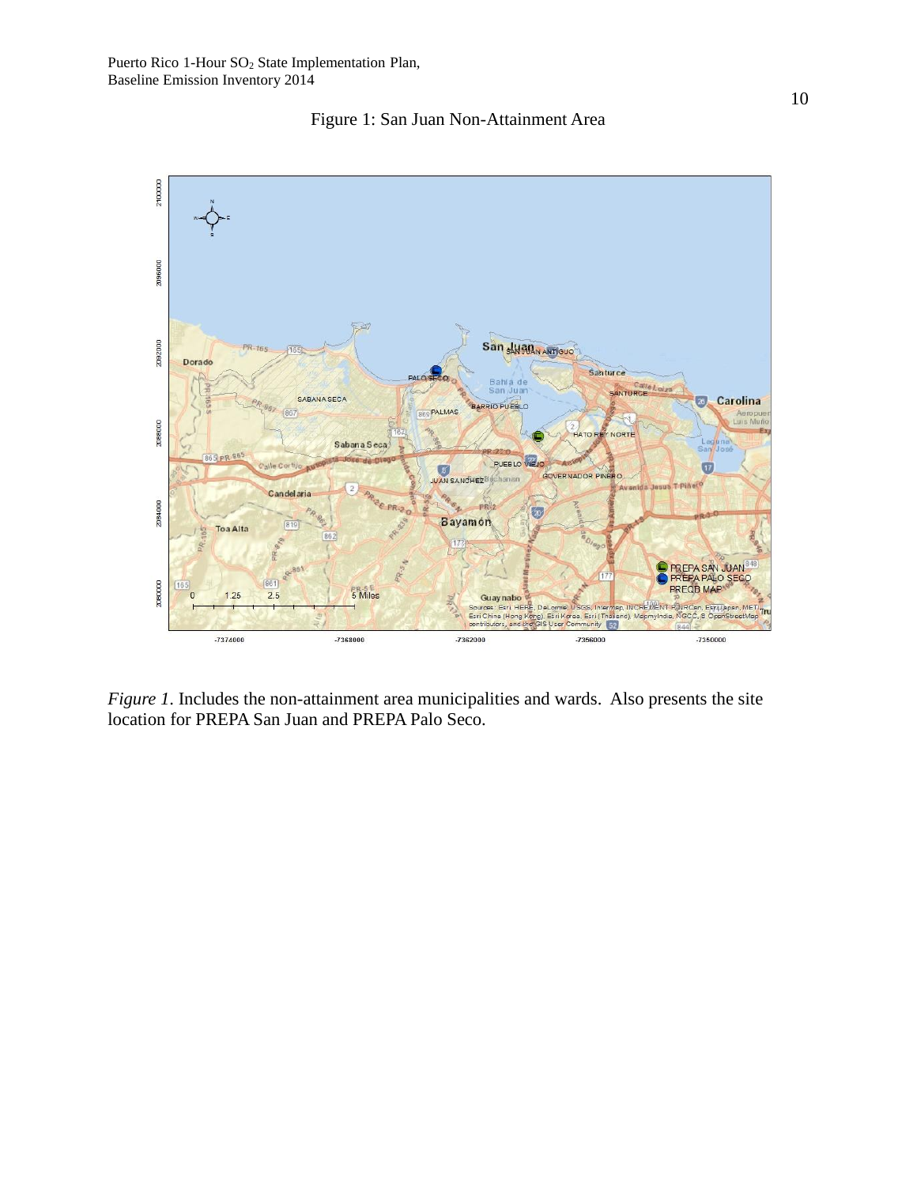Figure 1: San Juan Non-Attainment Area

*Figure 1.* Includes the non-attainment area municipalities and wards. Also presents the site location for PREPA San Juan and PREPA Palo Seco.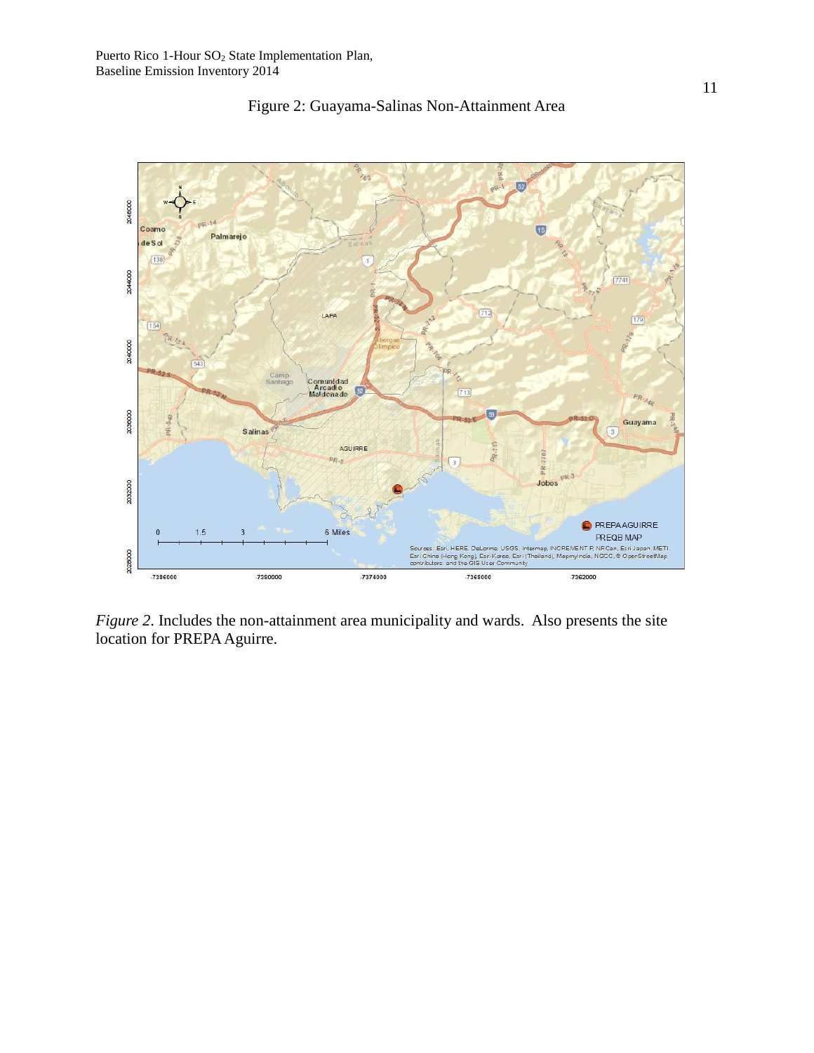Figure 2: Guayama-Salinas Non-Attainment Area

*Figure 2*. Includes the non-attainment area municipality and wards. Also presents the site location for PREPA Aguirre.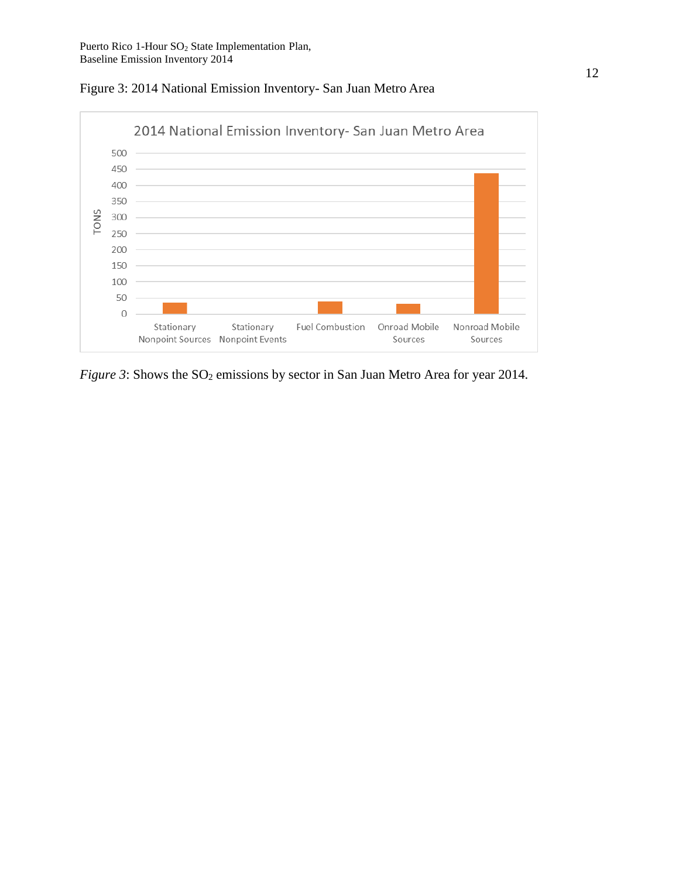Figure 3: 2014 National Emission Inventory- San Juan Metro Area

*Figure 3*: Shows the $SO_2$ emissions by sector in San Juan Metro Area for year 2014.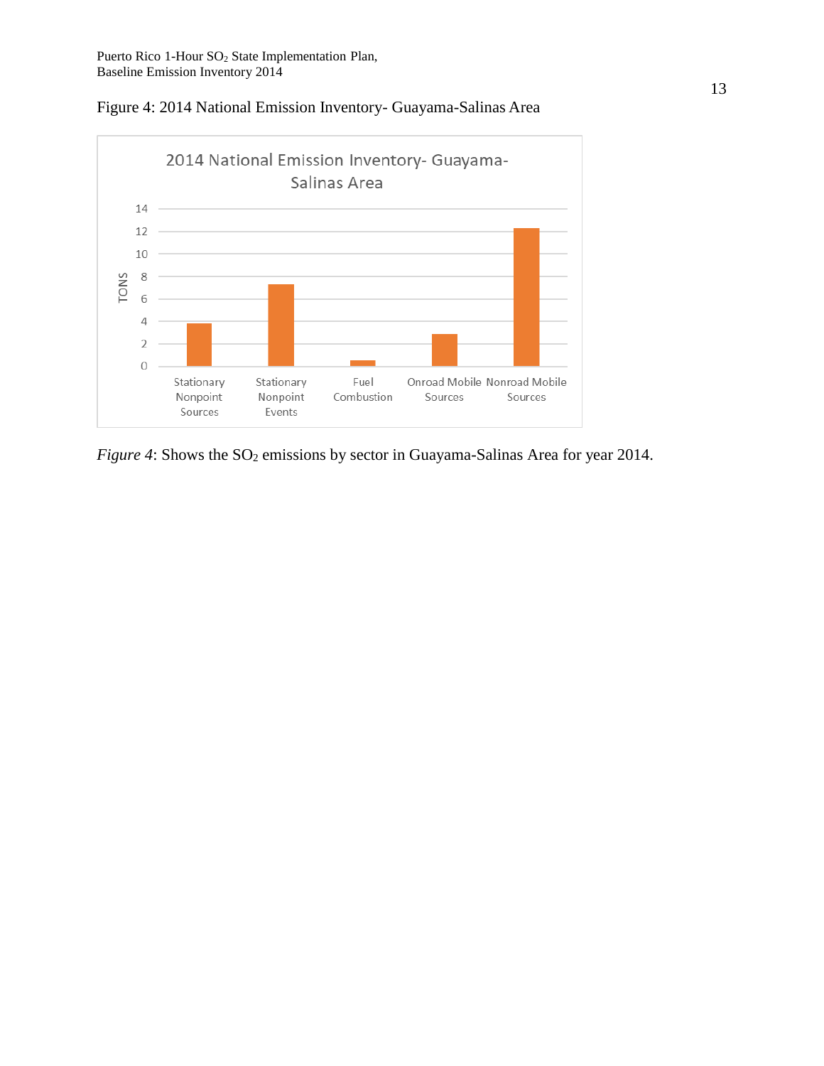Figure 4: 2014 National Emission Inventory- Guayama-Salinas Area

*Figure 4*: Shows the $SO_2$ emissions by sector in Guayama-Salinas Area for year 2014.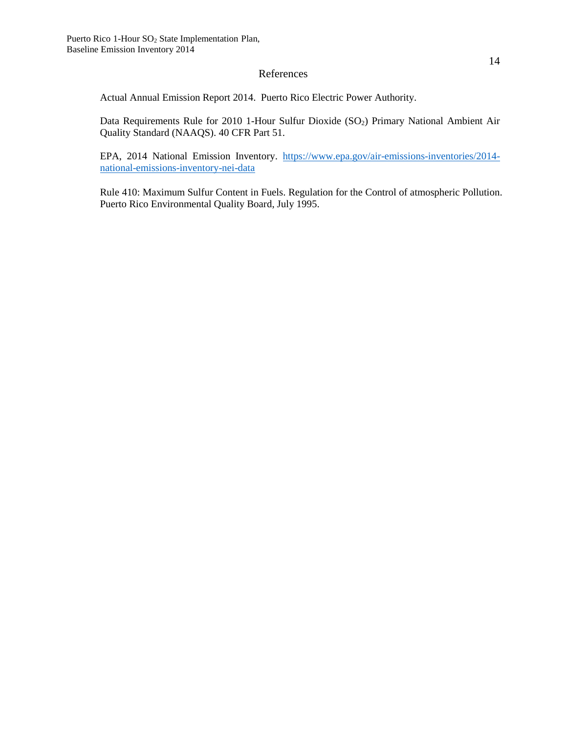# References

Actual Annual Emission Report 2014. Puerto Rico Electric Power Authority.

Data Requirements Rule for 2010 1-Hour Sulfur Dioxide ($SO_2$) Primary National Ambient Air Quality Standard (NAAQS). 40 CFR Part 51.

EPA, 2014 National Emission Inventory. https://www.epa.gov/air-emissions-inventories/2014-national-emissions-inventory-nei-data

Rule 410: Maximum Sulfur Content in Fuels. Regulation for the Control of atmospheric Pollution. Puerto Rico Environmental Quality Board, July 1995.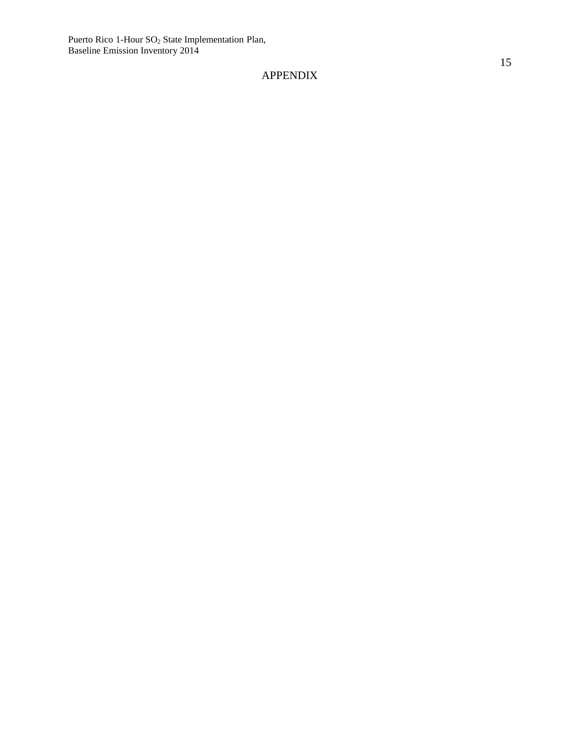# APPENDIX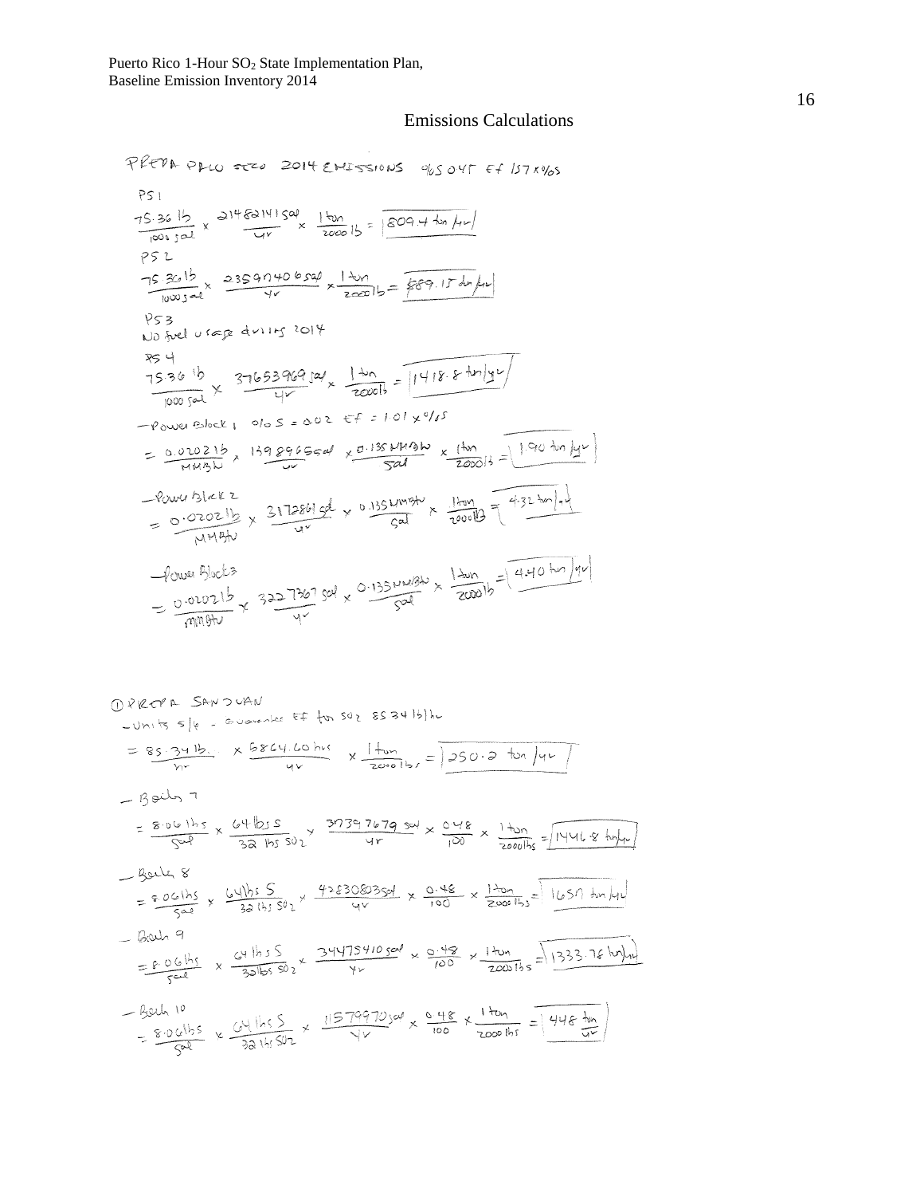## Emissions Calculations

PREPA PALO SECO 2014 EMISSIONS %S 0.45 EF 157×%S

PS 1

$$\frac{75.36 \text{ lb}}{1000 \text{ gal}} \times \frac{21482141 \text{ gal}}{\text{yr}} \times \frac{1 \text{ ton}}{2000 \text{ lb}} = 809.4 \text{ ton/yr}$$

PS 2

$$\frac{75.36 \text{ lb}}{1000 \text{ gal}} \times \frac{23597406 \text{ gal}}{\text{yr}} \times \frac{1 \text{ ton}}{2000 \text{ lb}} = 889.15 \text{ ton/yr}$$

PS 3

No fuel usage during 2014

PS 4

$$\frac{75.36 \text{ lb}}{1000 \text{ gal}} \times \frac{37653969 \text{ gal}}{\text{yr}} \times \frac{1 \text{ ton}}{2000 \text{ lb}} = 1418.8 \text{ ton/yr}$$

– Power Block 1 %S = 0.02 EF = 1.01 × %S

$$= \frac{0.0202 \text{ lb}}{\text{MMBtu}} \times \frac{1398965 \text{ gal}}{\text{yr}} \times \frac{0.135 \text{ MMBtu}}{\text{gal}} \times \frac{1 \text{ ton}}{2000 \text{ lb}} = 1.90 \text{ ton/yr}$$

– Power Block 2

$$= \frac{0.0202 \text{ lb}}{\text{MMBtu}} \times \frac{3172861 \text{ gal}}{\text{yr}} \times \frac{0.135 \text{ MMBtu}}{\text{gal}} \times \frac{1 \text{ ton}}{2000 \text{ lb}} = 4.32 \text{ ton/yr}$$

– Power Block 3

$$= \frac{0.0202 \text{ lb}}{\text{MMBtu}} \times \frac{3227367 \text{ gal}}{\text{yr}} \times \frac{0.135 \text{ MMBtu}}{\text{gal}} \times \frac{1 \text{ ton}}{2000 \text{ lb}} = 4.40 \text{ ton/yr}$$

① PREPA SAN JUAN

– Units 5/6 – Guarantee EF for $SO_2$ 85.34 lb/hr

$$= \frac{85.34 \text{ lb}}{\text{hr}} \times \frac{5864.60 \text{ hrs}}{\text{yr}} \times \frac{1 \text{ ton}}{2000 \text{ lbs}} = 250.2 \text{ ton/yr}$$

– Boiler 7

$$= \frac{8.06 \text{ lbs}}{\text{gal}} \times \frac{64 \text{ lbs S}}{32 \text{ lbs } SO_2} \times \frac{37397679 \text{ gal}}{\text{yr}} \times \frac{0.48}{100} \times \frac{1 \text{ ton}}{2000 \text{ lbs}} = 1446.8 \text{ ton/yr}$$

– Boiler 8

$$= \frac{8.06 \text{ lbs}}{\text{gal}} \times \frac{64 \text{ lbs S}}{32 \text{ lbs } SO_2} \times \frac{42830803 \text{ gal}}{\text{yr}} \times \frac{0.48}{100} \times \frac{1 \text{ ton}}{2000 \text{ lbs}} = 1657 \text{ ton/yr}$$

– Boiler 9

$$= \frac{8.06 \text{ lbs}}{\text{gal}} \times \frac{64 \text{ lbs S}}{32 \text{ lbs } SO_2} \times \frac{34475410 \text{ gal}}{\text{yr}} \times \frac{0.48}{100} \times \frac{1 \text{ ton}}{2000 \text{ lbs}} = 1333.76 \text{ ton/yr}$$

– Boiler 10

$$= \frac{8.06 \text{ lbs}}{\text{gal}} \times \frac{64 \text{ lbs S}}{32 \text{ lbs } SO_2} \times \frac{11579970 \text{ gal}}{\text{yr}} \times \frac{0.48}{100} \times \frac{1 \text{ ton}}{2000 \text{ lbs}} = 448 \frac{\text{ton}}{\text{yr}}$$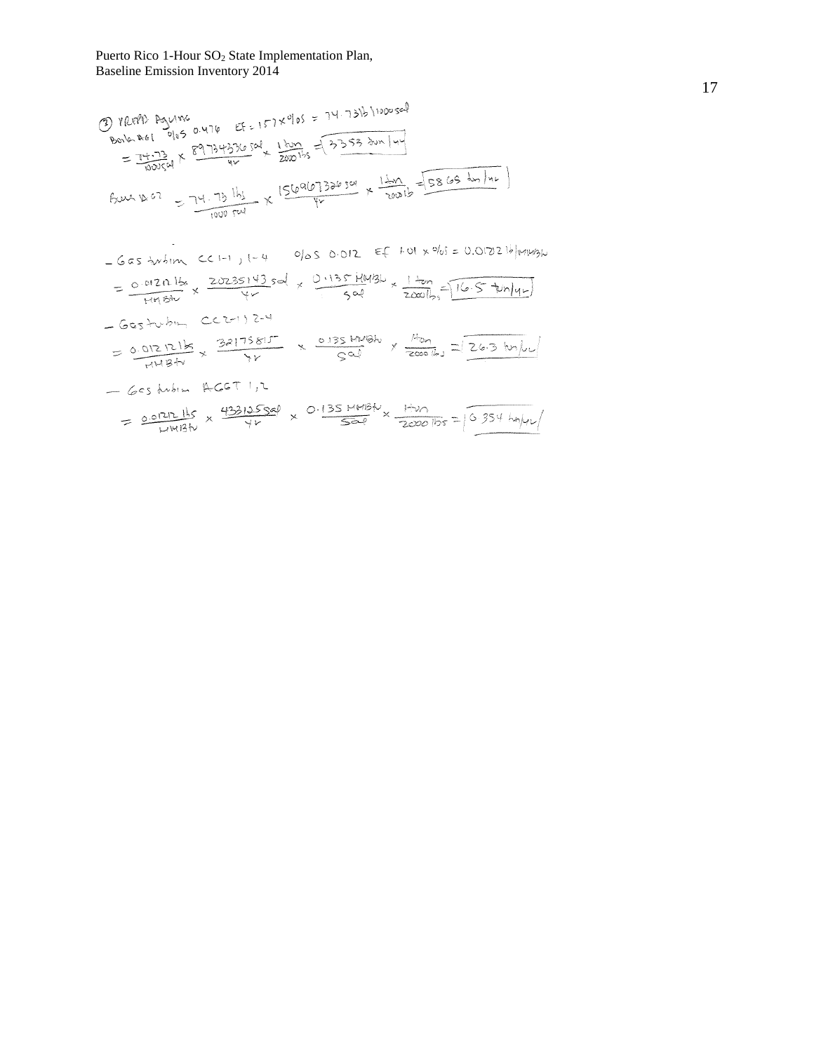③ PREPA Aguirre $EF = 157 \times \%S = 74.73 \text{ lb}/1000 \text{ gal}$

Boiler AG1 %S 0.476

$= \frac{74.73}{1000 \text{ gal}} \times \frac{89734336 \text{ gal}}{\text{yr}} \times \frac{1 \text{ ton}}{2000 \text{ lbs}} = \boxed{3353 \text{ ton/yr}}$

Boiler AG2 $= \frac{74.73 \text{ lbs}}{1000 \text{ gal}} \times \frac{156967326 \text{ gal}}{\text{yr}} \times \frac{1 \text{ ton}}{2000 \text{ lb}} = \boxed{5865 \text{ ton/yr}}$

– Gas turbine CC1-1, 1-4 %S 0.012 $EF = 1.01 \times \%S = 0.01212 \text{ lb/MMBtu}$

$= \frac{0.01212 \text{ lbs}}{\text{MMBtu}} \times \frac{20235143 \text{ gal}}{\text{yr}} \times \frac{0.135 \text{ MMBtu}}{\text{gal}} \times \frac{1 \text{ ton}}{2000 \text{ lbs}} = \boxed{16.5 \text{ ton/yr}}$

– Gas turbine CC2-1, 2-4

$= \frac{0.01212 \text{ lbs}}{\text{MMBtu}} \times \frac{32175815}{\text{yr}} \times \frac{0.135 \text{ MMBtu}}{\text{gal}} \times \frac{1 \text{ ton}}{2000 \text{ lbs}} = \boxed{26.3 \text{ ton/yr}}$

– Gas turbine AGGT 1, 2

$= \frac{0.01212 \text{ lbs}}{\text{MMBtu}} \times \frac{433125 \text{ gal}}{\text{yr}} \times \frac{0.135 \text{ MMBtu}}{\text{gal}} \times \frac{1 \text{ ton}}{2000 \text{ lbs}} = \boxed{0.354 \text{ ton/yr}}$